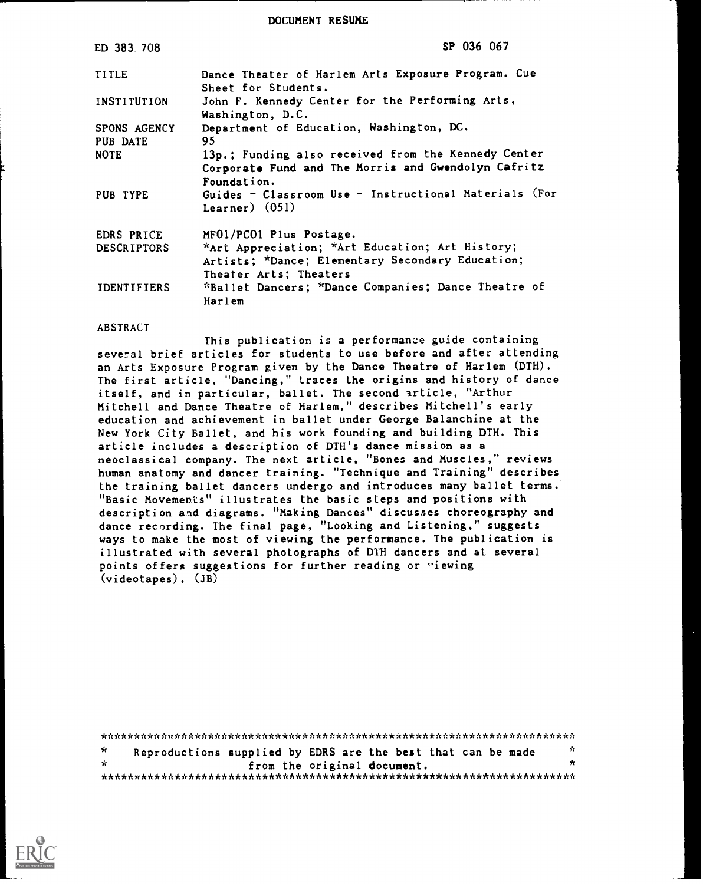# DOCUMENT RESUME

| ED 383 708 | SP 036 067 |
|---|---|
| TITLE | Dance Theater of Harlem Arts Exposure Program. Cue Sheet for Students. |
| INSTITUTION | John F. Kennedy Center for the Performing Arts, Washington, D.C. |
| SPONS AGENCY | Department of Education, Washington, DC. |
| PUB DATE | 95 |
| NOTE | 13p.; Funding also received from the Kennedy Center Corporate Fund and The Morris and Gwendolyn Cafritz Foundation. |
| PUB TYPE | Guides - Classroom Use - Instructional Materials (For Learner) (051) |
| EDRS PRICE | MF01/PC01 Plus Postage. |
| DESCRIPTORS | *Art Appreciation; *Art Education; Art History; Artists; *Dance; Elementary Secondary Education; Theater Arts; Theaters |
| IDENTIFIERS | *Ballet Dancers; *Dance Companies; Dance Theatre of Harlem |

## ABSTRACT

This publication is a performance guide containing several brief articles for students to use before and after attending an Arts Exposure Program given by the Dance Theatre of Harlem (DTH). The first article, "Dancing," traces the origins and history of dance itself, and in particular, ballet. The second article, "Arthur Mitchell and Dance Theatre of Harlem," describes Mitchell's early education and achievement in ballet under George Balanchine at the New York City Ballet, and his work founding and building DTH. This article includes a description of DTH's dance mission as a neoclassical company. The next article, "Bones and Muscles," reviews human anatomy and dancer training. "Technique and Training" describes the training ballet dancers undergo and introduces many ballet terms. "Basic Movements" illustrates the basic steps and positions with description and diagrams. "Making Dances" discusses choreography and dance recording. The final page, "Looking and Listening," suggests ways to make the most of viewing the performance. The publication is illustrated with several photographs of DTH dancers and at several points offers suggestions for further reading or viewing (videotapes). (JB)

***********************************************************************
* Reproductions supplied by EDRS are the best that can be made *
* from the original document. *
***********************************************************************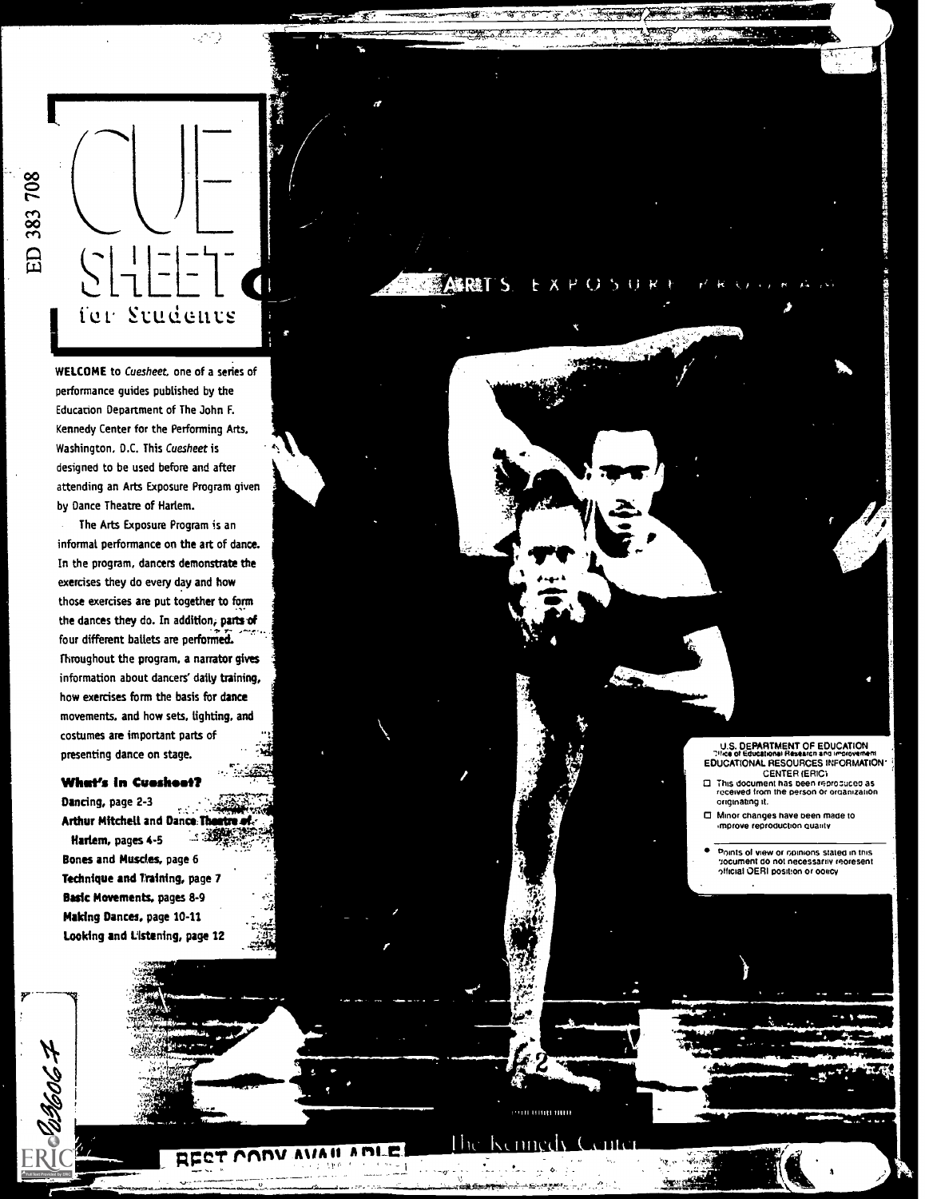# CUE SHEET for Students

ARTS EXPOSURE PROGRAM

WELCOME to *Cuesheet*, one of a series of performance guides published by the Education Department of The John F. Kennedy Center for the Performing Arts, Washington, D.C. This *Cuesheet* is designed to be used before and after attending an Arts Exposure Program given by Dance Theatre of Harlem.

The Arts Exposure Program is an informal performance on the art of dance. In the program, dancers demonstrate the exercises they do every day and how those exercises are put together to form the dances they do. In addition, parts of four different ballets are performed. Throughout the program, a narrator gives information about dancers' daily training, how exercises form the basis for dance movements, and how sets, lighting, and costumes are important parts of presenting dance on stage.

### What's in Cuesheet?

**Dancing, page 2-3**
**Arthur Mitchell and Dance Theatre of Harlem, pages 4-5**
**Bones and Muscles, page 6**
**Technique and Training, page 7**
**Basic Movements, pages 8-9**
**Making Dances, page 10-11**
**Looking and Listening, page 12**

U.S. DEPARTMENT OF EDUCATION
Office of Educational Research and Improvement
EDUCATIONAL RESOURCES INFORMATION CENTER (ERIC)

- This document has been reproduced as received from the person or organization originating it.
- Minor changes have been made to improve reproduction quality.
- Points of view or opinions stated in this document do not necessarily represent official OERI position or policy.

The Kennedy Center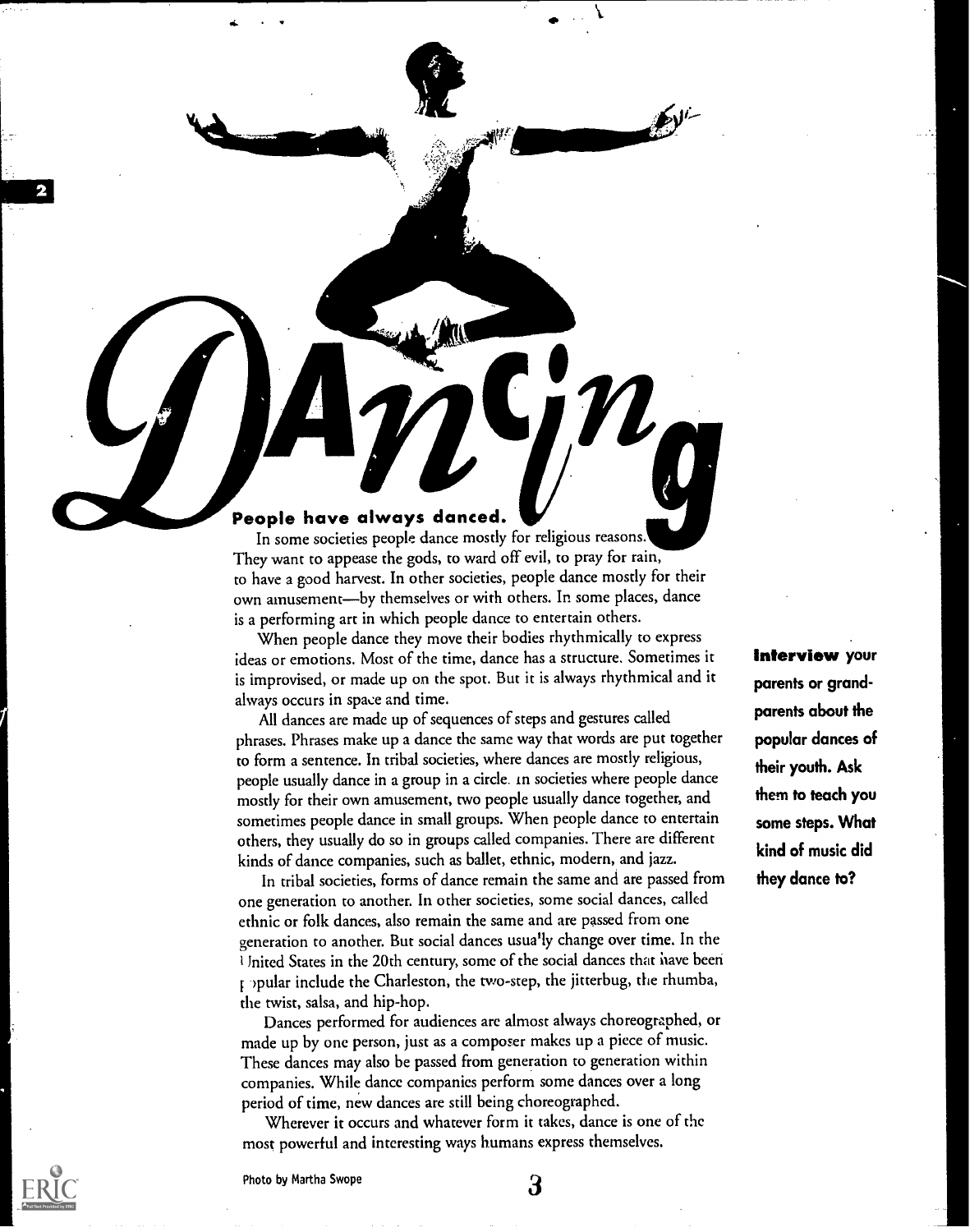# Dancing

**People have always danced.**

In some societies people dance mostly for religious reasons. They want to appease the gods, to ward off evil, to pray for rain, to have a good harvest. In other societies, people dance mostly for their own amusement—by themselves or with others. In some places, dance is a performing art in which people dance to entertain others.

When people dance they move their bodies rhythmically to express ideas or emotions. Most of the time, dance has a structure. Sometimes it is improvised, or made up on the spot. But it is always rhythmical and it always occurs in space and time.

All dances are made up of sequences of steps and gestures called phrases. Phrases make up a dance the same way that words are put together to form a sentence. In tribal societies, where dances are mostly religious, people usually dance in a group in a circle. In societies where people dance mostly for their own amusement, two people usually dance together, and sometimes people dance in small groups. When people dance to entertain others, they usually do so in groups called companies. There are different kinds of dance companies, such as ballet, ethnic, modern, and jazz.

In tribal societies, forms of dance remain the same and are passed from one generation to another. In other societies, some social dances, called ethnic or folk dances, also remain the same and are passed from one generation to another. But social dances usually change over time. In the United States in the 20th century, some of the social dances that have been popular include the Charleston, the two-step, the jitterbug, the rhumba, the twist, salsa, and hip-hop.

Dances performed for audiences are almost always choreographed, or made up by one person, just as a composer makes up a piece of music. These dances may also be passed from generation to generation within companies. While dance companies perform some dances over a long period of time, new dances are still being choreographed.

Wherever it occurs and whatever form it takes, dance is one of the most powerful and interesting ways humans express themselves.

**Interview** your parents or grandparents about the popular dances of their youth. Ask them to teach you some steps. What kind of music did they dance to?

Photo by Martha Swope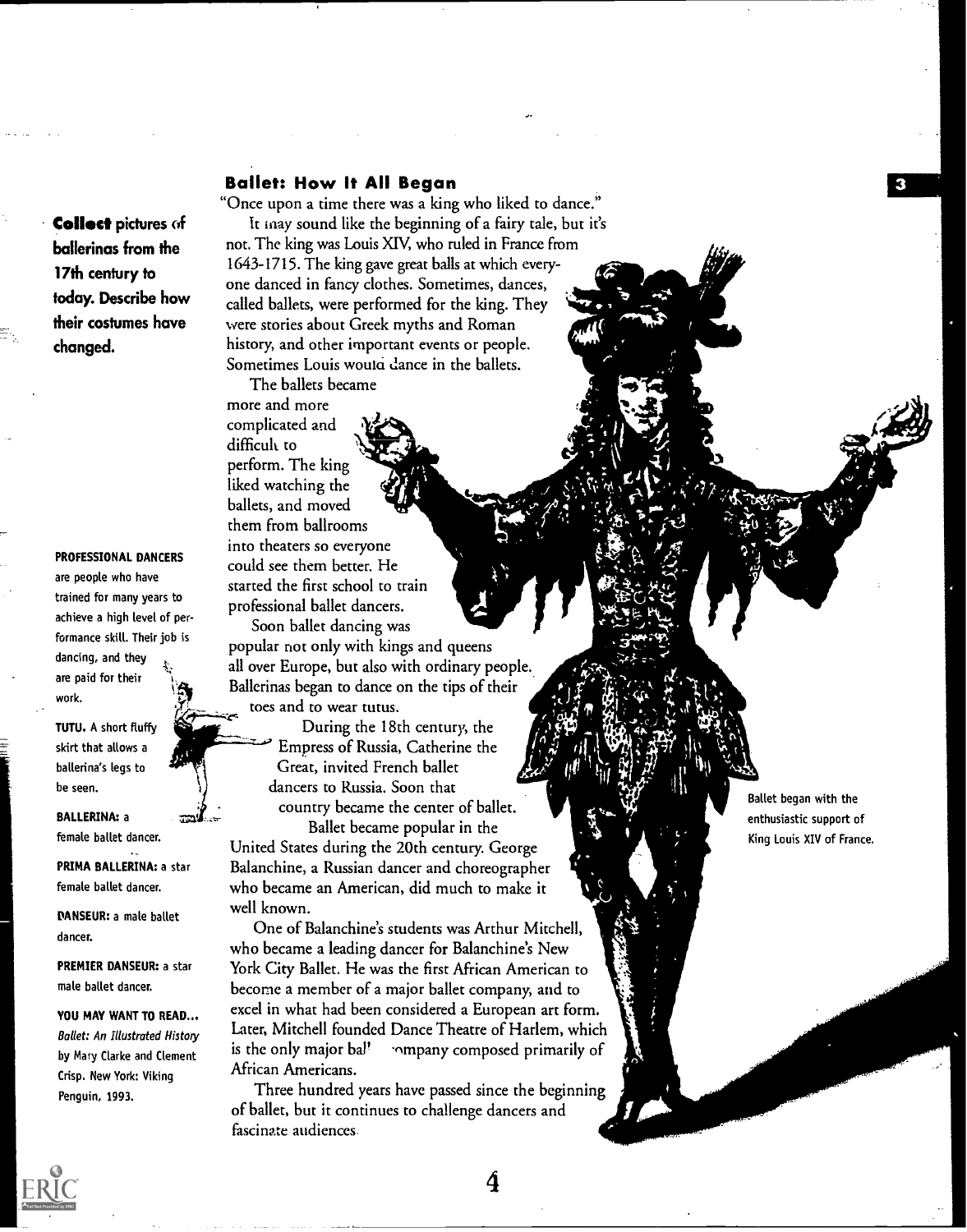## Ballet: How It All Began

"Once upon a time there was a king who liked to dance."

It may sound like the beginning of a fairy tale, but it's not. The king was Louis XIV, who ruled in France from 1643-1715. The king gave great balls at which everyone danced in fancy clothes. Sometimes, dances, called ballets, were performed for the king. They were stories about Greek myths and Roman history, and other important events or people. Sometimes Louis would dance in the ballets.

The ballets became more and more complicated and difficult to perform. The king liked watching the ballets, and moved them from ballrooms into theaters so everyone could see them better. He started the first school to train professional ballet dancers.

Soon ballet dancing was popular not only with kings and queens all over Europe, but also with ordinary people. Ballerinas began to dance on the tips of their toes and to wear tutus.

During the 18th century, the Empress of Russia, Catherine the Great, invited French ballet dancers to Russia. Soon that country became the center of ballet.

Ballet became popular in the United States during the 20th century. George Balanchine, a Russian dancer and choreographer who became an American, did much to make it well known.

One of Balanchine's students was Arthur Mitchell, who became a leading dancer for Balanchine's New York City Ballet. He was the first African American to become a member of a major ballet company, and to excel in what had been considered a European art form. Later, Mitchell founded Dance Theatre of Harlem, which is the only major ballet company composed primarily of African Americans.

Three hundred years have passed since the beginning of ballet, but it continues to challenge dancers and fascinate audiences.

**Collect pictures of ballerinas from the 17th century to today. Describe how their costumes have changed.**

**PROFESSIONAL DANCERS** are people who have trained for many years to achieve a high level of performance skill. Their job is dancing, and they are paid for their work.

**TUTU.** A short fluffy skirt that allows a ballerina's legs to be seen.

**BALLERINA:** a female ballet dancer.

**PRIMA BALLERINA:** a star female ballet dancer.

**DANSEUR:** a male ballet dancer.

**PREMIER DANSEUR:** a star male ballet dancer.

**YOU MAY WANT TO READ...**
*Ballet: An Illustrated History* by Mary Clarke and Clement Crisp. New York: Viking Penguin, 1993.

Ballet began with the enthusiastic support of King Louis XIV of France.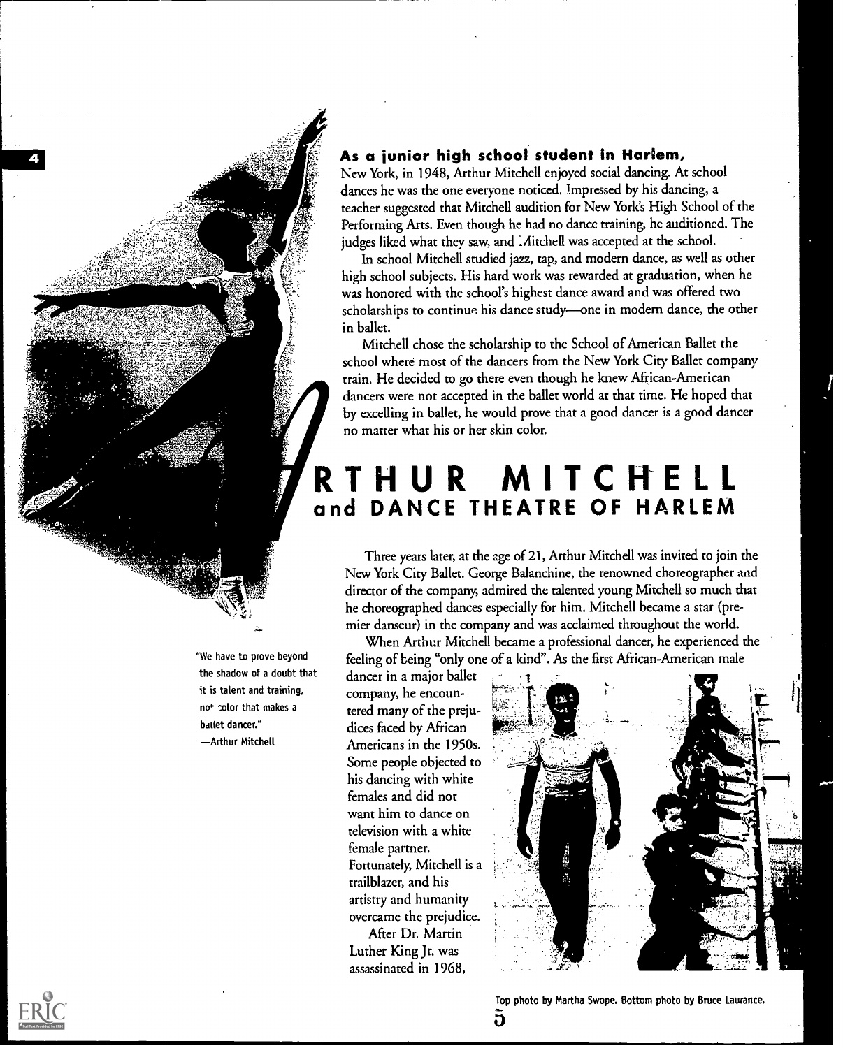# ARTHUR MITCHELL and DANCE THEATRE OF HARLEM

**As a junior high school student in Harlem,** New York, in 1948, Arthur Mitchell enjoyed social dancing. At school dances he was the one everyone noticed. Impressed by his dancing, a teacher suggested that Mitchell audition for New York's High School of the Performing Arts. Even though he had no dance training, he auditioned. The judges liked what they saw, and Mitchell was accepted at the school.

In school Mitchell studied jazz, tap, and modern dance, as well as other high school subjects. His hard work was rewarded at graduation, when he was honored with the school's highest dance award and was offered two scholarships to continue his dance study—one in modern dance, the other in ballet.

Mitchell chose the scholarship to the School of American Ballet the school where most of the dancers from the New York City Ballet company train. He decided to go there even though he knew African-American dancers were not accepted in the ballet world at that time. He hoped that by excelling in ballet, he would prove that a good dancer is a good dancer no matter what his or her skin color.

Three years later, at the age of 21, Arthur Mitchell was invited to join the New York City Ballet. George Balanchine, the renowned choreographer and director of the company, admired the talented young Mitchell so much that he choreographed dances especially for him. Mitchell became a star (premier danseur) in the company and was acclaimed throughout the world.

When Arthur Mitchell became a professional dancer, he experienced the feeling of being "only one of a kind". As the first African-American male dancer in a major ballet company, he encountered many of the prejudices faced by African Americans in the 1950s. Some people objected to his dancing with white females and did not want him to dance on television with a white female partner. Fortunately, Mitchell is a trailblazer, and his artistry and humanity overcame the prejudice.

"We have to prove beyond the shadow of a doubt that it is talent and training, not color that makes a ballet dancer."
—Arthur Mitchell

After Dr. Martin Luther King Jr. was assassinated in 1968,

Top photo by Martha Swope. Bottom photo by Bruce Laurance.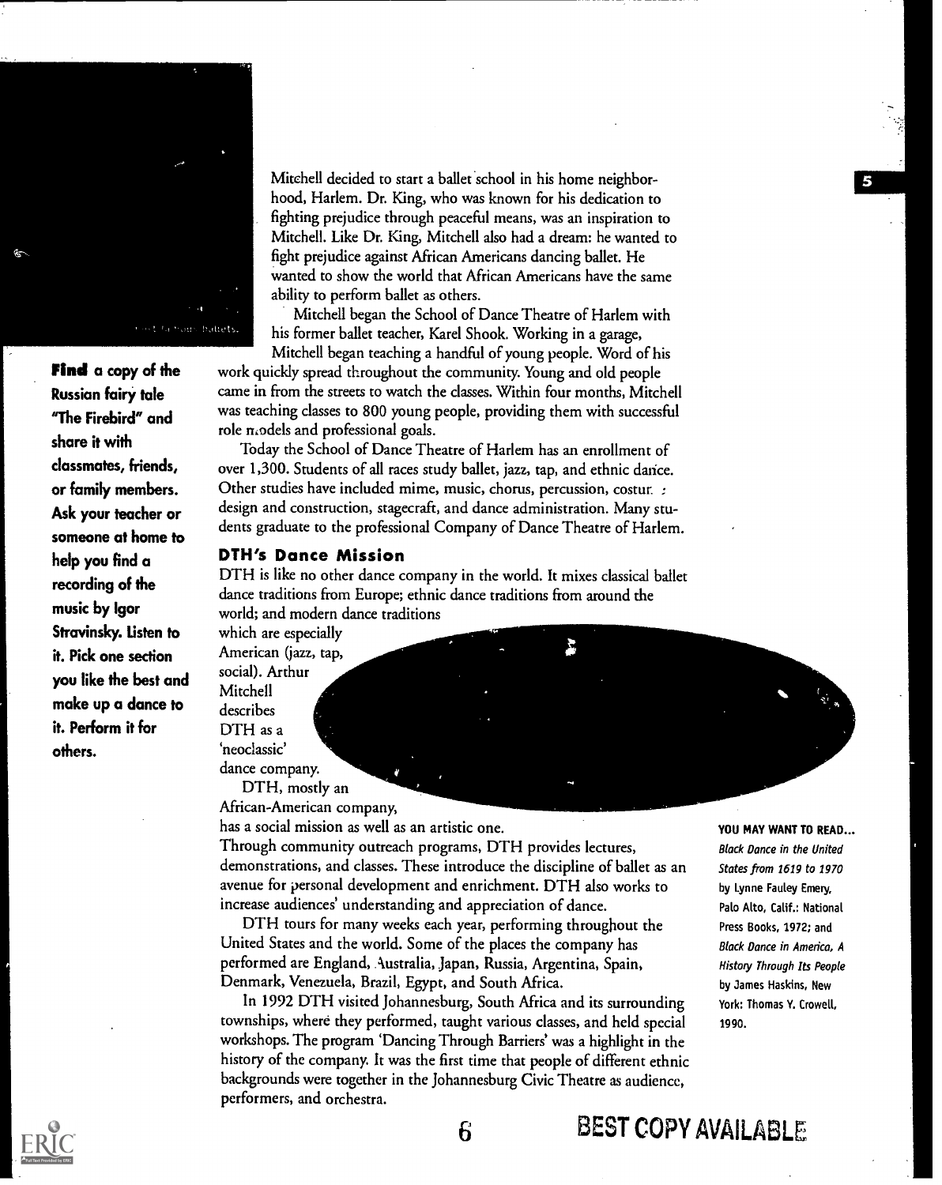Mitchell decided to start a ballet school in his home neighborhood, Harlem. Dr. King, who was known for his dedication to fighting prejudice through peaceful means, was an inspiration to Mitchell. Like Dr. King, Mitchell also had a dream: he wanted to fight prejudice against African Americans dancing ballet. He wanted to show the world that African Americans have the same ability to perform ballet as others.

Mitchell began the School of Dance Theatre of Harlem with his former ballet teacher, Karel Shook. Working in a garage, Mitchell began teaching a handful of young people. Word of his work quickly spread throughout the community. Young and old people came in from the streets to watch the classes. Within four months, Mitchell was teaching classes to 800 young people, providing them with successful role models and professional goals.

Today the School of Dance Theatre of Harlem has an enrollment of over 1,300. Students of all races study ballet, jazz, tap, and ethnic dance. Other studies have included mime, music, chorus, percussion, costume design and construction, stagecraft, and dance administration. Many students graduate to the professional Company of Dance Theatre of Harlem.

**Find** a copy of the Russian fairy tale "The Firebird" and share it with classmates, friends, or family members. Ask your teacher or someone at home to help you find a recording of the music by Igor Stravinsky. Listen to it. Pick one section you like the best and make up a dance to it. Perform it for others.

### DTH's Dance Mission

DTH is like no other dance company in the world. It mixes classical ballet dance traditions from Europe; ethnic dance traditions from around the world; and modern dance traditions which are especially American (jazz, tap, social). Arthur Mitchell describes DTH as a 'neoclassic' dance company.

DTH, mostly an African-American company, has a social mission as well as an artistic one. Through community outreach programs, DTH provides lectures, demonstrations, and classes. These introduce the discipline of ballet as an avenue for personal development and enrichment. DTH also works to increase audiences' understanding and appreciation of dance.

DTH tours for many weeks each year, performing throughout the United States and the world. Some of the places the company has performed are England, Australia, Japan, Russia, Argentina, Spain, Denmark, Venezuela, Brazil, Egypt, and South Africa.

In 1992 DTH visited Johannesburg, South Africa and its surrounding townships, where they performed, taught various classes, and held special workshops. The program 'Dancing Through Barriers' was a highlight in the history of the company. It was the first time that people of different ethnic backgrounds were together in the Johannesburg Civic Theatre as audience, performers, and orchestra.

**YOU MAY WANT TO READ...**

*Black Dance in the United States from 1619 to 1970* by Lynne Fauley Emery, Palo Alto, Calif.: National Press Books, 1972; and *Black Dance in America, A History Through Its People* by James Haskins, New York: Thomas Y. Crowell, 1990.

BEST COPY AVAILABLE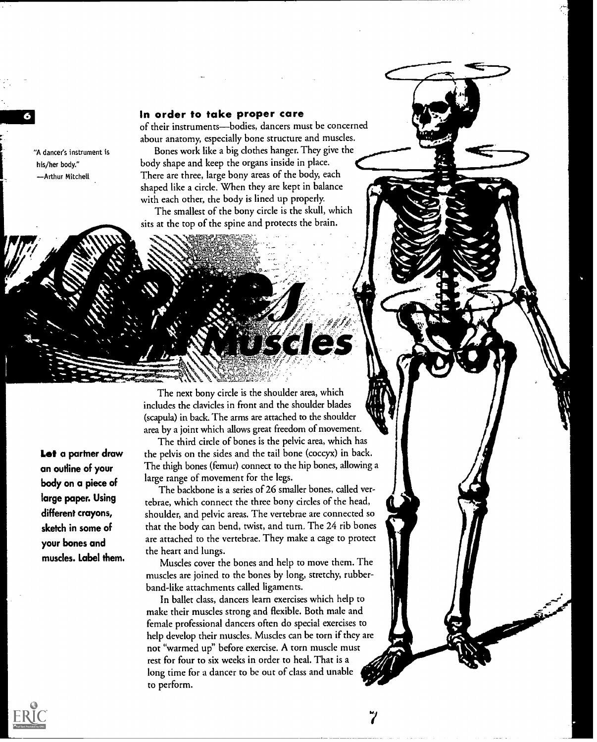# Bones & Muscles

"A dancer's instrument is his/her body."
—Arthur Mitchell

**In order to take proper care** of their instruments—bodies, dancers must be concerned abour anatomy, especially bone structure and muscles.

Bones work like a big clothes hanger. They give the body shape and keep the organs inside in place. There are three, large bony areas of the body, each shaped like a circle. When they are kept in balance with each other, the body is lined up properly.

The smallest of the bony circle is the skull, which sits at the top of the spine and protects the brain.

The next bony circle is the shoulder area, which includes the clavicles in front and the shoulder blades (scapula) in back. The arms are attached to the shoulder area by a joint which allows great freedom of movement.

The third circle of bones is the pelvic area, which has the pelvis on the sides and the tail bone (coccyx) in back. The thigh bones (femur) connect to the hip bones, allowing a large range of movement for the legs.

The backbone is a series of 26 smaller bones, called vertebrae, which connect the three bony circles of the head, shoulder, and pelvic areas. The vertebrae are connected so that the body can bend, twist, and turn. The 24 rib bones are attached to the vertebrae. They make a cage to protect the heart and lungs.

Muscles cover the bones and help to move them. The muscles are joined to the bones by long, stretchy, rubber-band-like attachments called ligaments.

In ballet class, dancers learn exercises which help to make their muscles strong and flexible. Both male and female professional dancers often do special exercises to help develop their muscles. Muscles can be torn if they are not "warmed up" before exercise. A torn muscle must rest for four to six weeks in order to heal. That is a long time for a dancer to be out of class and unable to perform.

**Let a partner draw an outline of your body on a piece of large paper. Using different crayons, sketch in some of your bones and muscles. Label them.**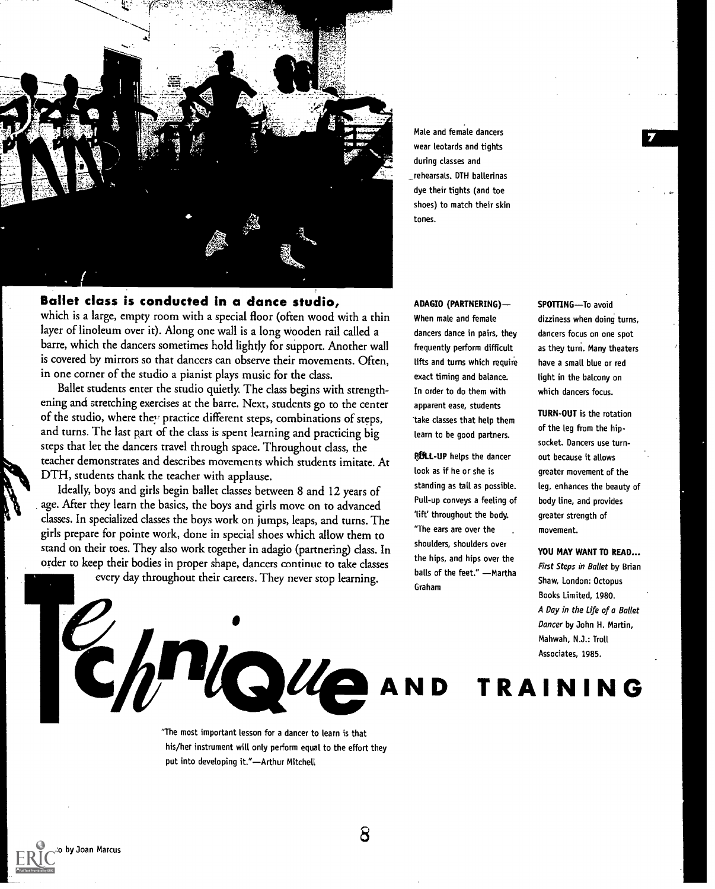# Technique AND TRAINING

"The most important lesson for a dancer to learn is that his/her instrument will only perform equal to the effort they put into developing it."—Arthur Mitchell

Male and female dancers wear leotards and tights during classes and rehearsals. DTH ballerinas dye their tights (and toe shoes) to match their skin tones.

**Ballet class is conducted in a dance studio,** which is a large, empty room with a special floor (often wood with a thin layer of linoleum over it). Along one wall is a long wooden rail called a barre, which the dancers sometimes hold lightly for support. Another wall is covered by mirrors so that dancers can observe their movements. Often, in one corner of the studio a pianist plays music for the class.

Ballet students enter the studio quietly. The class begins with strengthening and stretching exercises at the barre. Next, students go to the center of the studio, where they practice different steps, combinations of steps, and turns. The last part of the class is spent learning and practicing big steps that let the dancers travel through space. Throughout class, the teacher demonstrates and describes movements which students imitate. At DTH, students thank the teacher with applause.

Ideally, boys and girls begin ballet classes between 8 and 12 years of age. After they learn the basics, the boys and girls move on to advanced classes. In specialized classes the boys work on jumps, leaps, and turns. The girls prepare for pointe work, done in special shoes which allow them to stand on their toes. They also work together in adagio (partnering) class. In order to keep their bodies in proper shape, dancers continue to take classes every day throughout their careers. They never stop learning.

**ADAGIO (PARTNERING)**—When male and female dancers dance in pairs, they frequently perform difficult lifts and turns which require exact timing and balance. In order to do them with apparent ease, students take classes that help them learn to be good partners.

**PULL-UP** helps the dancer look as if he or she is standing as tall as possible. Pull-up conveys a feeling of 'lift' throughout the body. "The ears are over the shoulders, shoulders over the hips, and hips over the balls of the feet." —Martha Graham

**SPOTTING**—To avoid dizziness when doing turns, dancers focus on one spot as they turn. Many theaters have a small blue or red light in the balcony on which dancers focus.

**TURN-OUT** is the rotation of the leg from the hip-socket. Dancers use turn-out because it allows greater movement of the leg, enhances the beauty of body line, and provides greater strength of movement.

**YOU MAY WANT TO READ...**

*First Steps in Ballet* by Brian Shaw, London: Octopus Books Limited, 1980.

*A Day in the Life of a Ballet Dancer* by John H. Martin, Mahwah, N.J.: Troll Associates, 1985.

Photo by Joan Marcus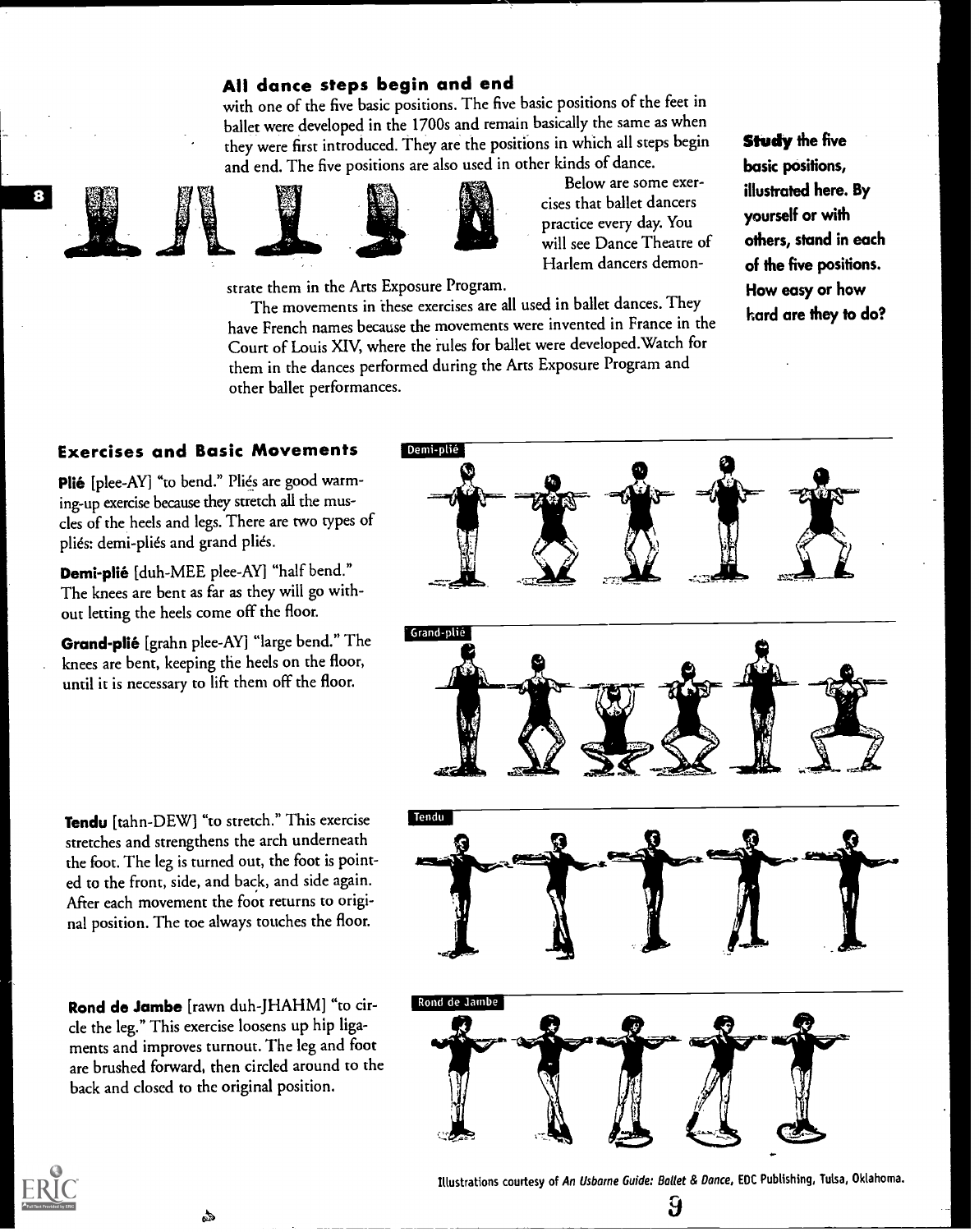## All dance steps begin and end

with one of the five basic positions. The five basic positions of the feet in ballet were developed in the 1700s and remain basically the same as when they were first introduced. They are the positions in which all steps begin and end. The five positions are also used in other kinds of dance.

Below are some exercises that ballet dancers practice every day. You will see Dance Theatre of Harlem dancers demonstrate them in the Arts Exposure Program.

The movements in these exercises are all used in ballet dances. They have French names because the movements were invented in France in the Court of Louis XIV, where the rules for ballet were developed. Watch for them in the dances performed during the Arts Exposure Program and other ballet performances.

**Study the five basic positions, illustrated here. By yourself or with others, stand in each of the five positions. How easy or how hard are they to do?**

### Exercises and Basic Movements

**Plié** [plee-AY] "to bend." Pliés are good warming-up exercise because they stretch all the muscles of the heels and legs. There are two types of pliés: demi-pliés and grand pliés.

**Demi-plié** [duh-MEE plee-AY] "half bend." The knees are bent as far as they will go without letting the heels come off the floor.

**Grand-plié** [grahn plee-AY] "large bend." The knees are bent, keeping the heels on the floor, until it is necessary to lift them off the floor.

**Tendu** [tahn-DEW] "to stretch." This exercise stretches and strengthens the arch underneath the foot. The leg is turned out, the foot is pointed to the front, side, and back, and side again. After each movement the foot returns to original position. The toe always touches the floor.

**Rond de Jambe** [rawn duh-JHAHM] "to circle the leg." This exercise loosens up hip ligaments and improves turnout. The leg and foot are brushed forward, then circled around to the back and closed to the original position.

Demi-plié

Grand-plié

Tendu

Rond de Jambe

Illustrations courtesy of *An Usborne Guide: Ballet & Dance*, EDC Publishing, Tulsa, Oklahoma.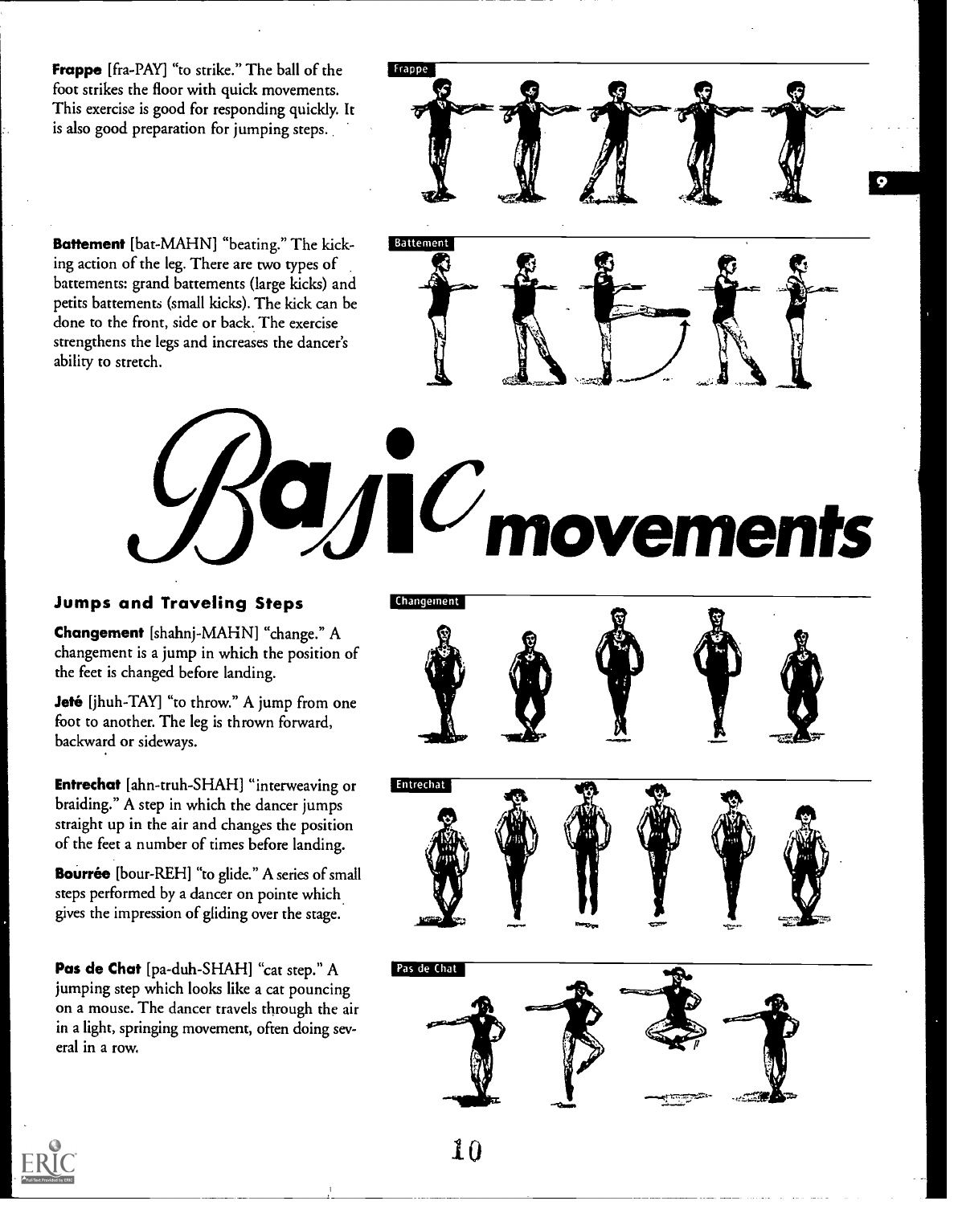**Frappe** [fra-PAY] "to strike." The ball of the foot strikes the floor with quick movements. This exercise is good for responding quickly. It is also good preparation for jumping steps.

**Battement** [bat-MAHN] "beating." The kicking action of the leg. There are two types of battements: grand battements (large kicks) and petits battements (small kicks). The kick can be done to the front, side or back. The exercise strengthens the legs and increases the dancer's ability to stretch.

# Basic movements

## Jumps and Traveling Steps

**Changement** [shahnj-MAHN] "change." A changement is a jump in which the position of the feet is changed before landing.

**Jeté** [jhuh-TAY] "to throw." A jump from one foot to another. The leg is thrown forward, backward or sideways.

**Entrechat** [ahn-truh-SHAH] "interweaving or braiding." A step in which the dancer jumps straight up in the air and changes the position of the feet a number of times before landing.

**Bourrée** [bour-REH] "to glide." A series of small steps performed by a dancer on pointe which gives the impression of gliding over the stage.

**Pas de Chat** [pa-duh-SHAH] "cat step." A jumping step which looks like a cat pouncing on a mouse. The dancer travels through the air in a light, springing movement, often doing several in a row.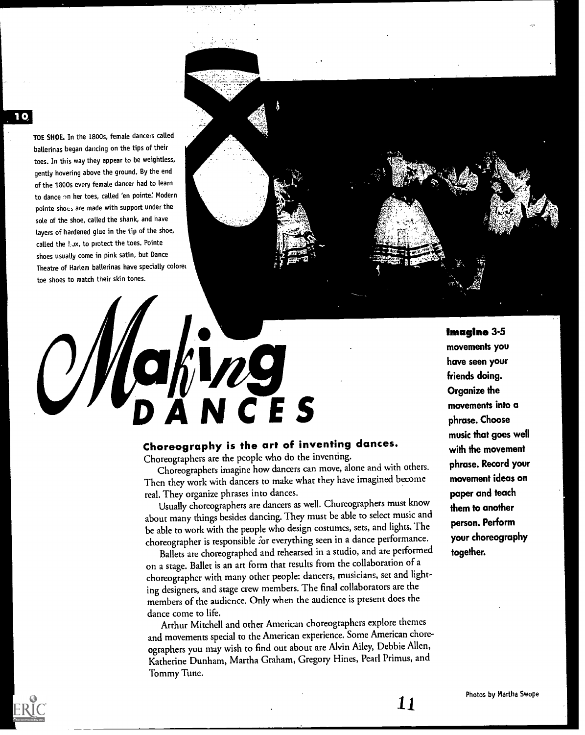**TOE SHOE.** In the 1800s, female dancers called ballerinas began dancing on the tips of their toes. In this way they appear to be weightless, gently hovering above the ground. By the end of the 1800s every female dancer had to learn to dance on her toes, called 'en pointe.' Modern pointe shoes are made with support under the sole of the shoe, called the shank, and have layers of hardened glue in the tip of the shoe, called the box, to protect the toes. Pointe shoes usually come in pink satin, but Dance Theatre of Harlem ballerinas have specially colored toe shoes to match their skin tones.

# Making DANCES

### Choreography is the art of inventing dances.

Choreographers are the people who do the inventing.

Choreographers imagine how dancers can move, alone and with others. Then they work with dancers to make what they have imagined become real. They organize phrases into dances.

Usually choreographers are dancers as well. Choreographers must know about many things besides dancing. They must be able to select music and be able to work with the people who design costumes, sets, and lights. The choreographer is responsible for everything seen in a dance performance.

Ballets are choreographed and rehearsed in a studio, and are performed on a stage. Ballet is an art form that results from the collaboration of a choreographer with many other people: dancers, musicians, set and lighting designers, and stage crew members. The final collaborators are the members of the audience. Only when the audience is present does the dance come to life.

Arthur Mitchell and other American choreographers explore themes and movements special to the American experience. Some American choreographers you may wish to find out about are Alvin Ailey, Debbie Allen, Katherine Dunham, Martha Graham, Gregory Hines, Pearl Primus, and Tommy Tune.

**Imagine 3-5 movements you have seen your friends doing. Organize the movements into a phrase. Choose music that goes well with the movement phrase. Record your movement ideas on paper and teach them to another person. Perform your choreography together.**

Photos by Martha Swope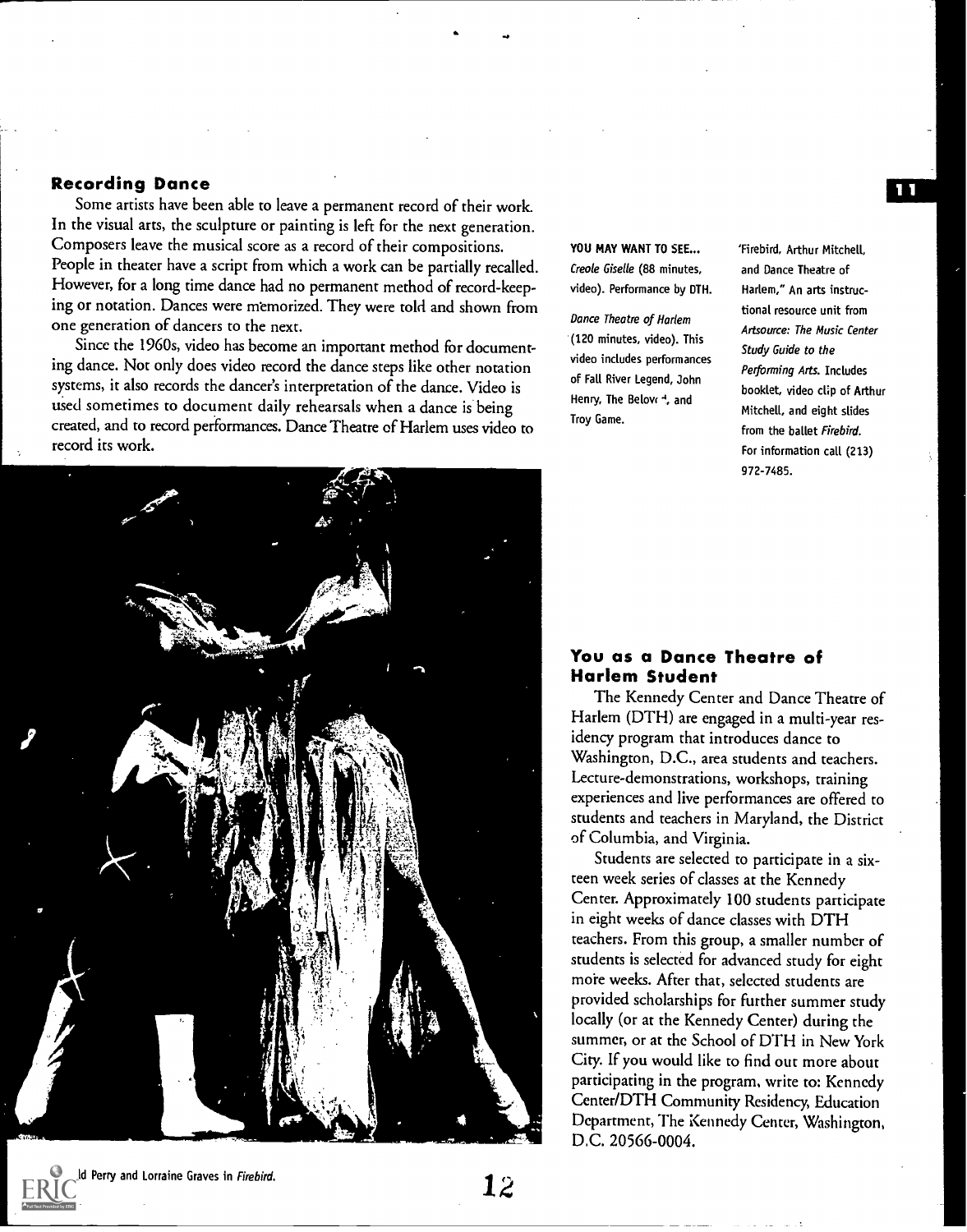## Recording Dance

Some artists have been able to leave a permanent record of their work. In the visual arts, the sculpture or painting is left for the next generation. Composers leave the musical score as a record of their compositions. People in theater have a script from which a work can be partially recalled. However, for a long time dance had no permanent method of record-keeping or notation. Dances were memorized. They were told and shown from one generation of dancers to the next.

Since the 1960s, video has become an important method for documenting dance. Not only does video record the dance steps like other notation systems, it also records the dancer's interpretation of the dance. Video is used sometimes to document daily rehearsals when a dance is being created, and to record performances. Dance Theatre of Harlem uses video to record its work.

**YOU MAY WANT TO SEE...**

*Creole Giselle* (88 minutes, video). Performance by DTH.

*Dance Theatre of Harlem* (120 minutes, video). This video includes performances of Fall River Legend, John Henry, The Belov-d, and Troy Game.

"Firebird, Arthur Mitchell, and Dance Theatre of Harlem," An arts instructional resource unit from *Artsource: The Music Center Study Guide to the Performing Arts.* Includes booklet, video clip of Arthur Mitchell, and eight slides from the ballet *Firebird.* For information call (213) 972-7485.

ld Perry and Lorraine Graves in *Firebird.*

## You as a Dance Theatre of Harlem Student

The Kennedy Center and Dance Theatre of Harlem (DTH) are engaged in a multi-year residency program that introduces dance to Washington, D.C., area students and teachers. Lecture-demonstrations, workshops, training experiences and live performances are offered to students and teachers in Maryland, the District of Columbia, and Virginia.

Students are selected to participate in a sixteen week series of classes at the Kennedy Center. Approximately 100 students participate in eight weeks of dance classes with DTH teachers. From this group, a smaller number of students is selected for advanced study for eight more weeks. After that, selected students are provided scholarships for further summer study locally (or at the Kennedy Center) during the summer, or at the School of DTH in New York City. If you would like to find out more about participating in the program, write to: Kennedy Center/DTH Community Residency, Education Department, The Kennedy Center, Washington, D.C. 20566-0004.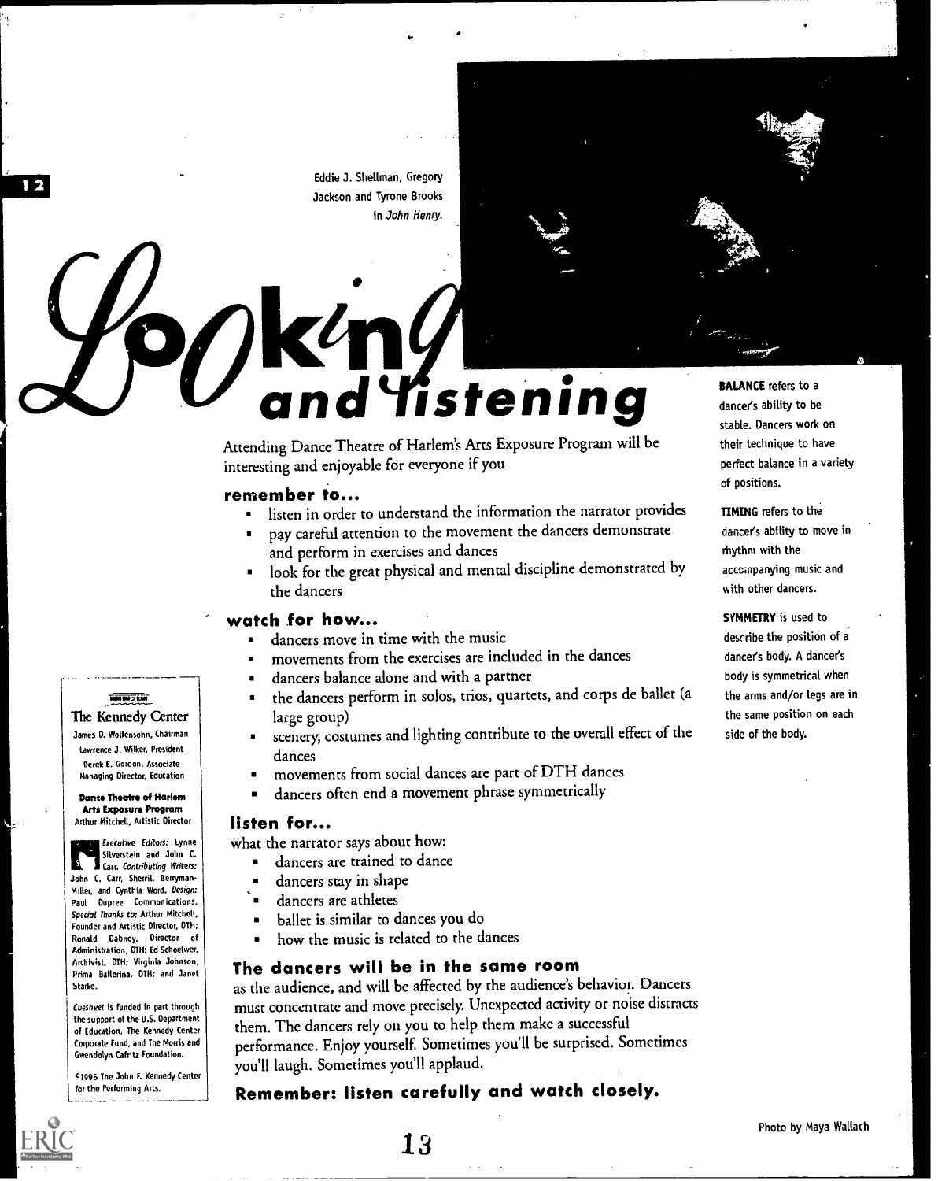Eddie J. Shellman, Gregory Jackson and Tyrone Brooks in *John Henry*.

# Looking and listening

Attending Dance Theatre of Harlem's Arts Exposure Program will be interesting and enjoyable for everyone if you

### remember to...

- listen in order to understand the information the narrator provides
- pay careful attention to the movement the dancers demonstrate and perform in exercises and dances
- look for the great physical and mental discipline demonstrated by the dancers

### watch for how...

- dancers move in time with the music
- movements from the exercises are included in the dances
- dancers balance alone and with a partner
- the dancers perform in solos, trios, quartets, and corps de ballet (a large group)
- scenery, costumes and lighting contribute to the overall effect of the dances
- movements from social dances are part of DTH dances
- dancers often end a movement phrase symmetrically

### listen for...

what the narrator says about how:

- dancers are trained to dance
- dancers stay in shape
- dancers are athletes
- ballet is similar to dances you do
- how the music is related to the dances

### The dancers will be in the same room

as the audience, and will be affected by the audience's behavior. Dancers must concentrate and move precisely. Unexpected activity or noise distracts them. The dancers rely on you to help them make a successful performance. Enjoy yourself. Sometimes you'll be surprised. Sometimes you'll laugh. Sometimes you'll applaud.

### Remember: listen carefully and watch closely.

**BALANCE** refers to a dancer's ability to be stable. Dancers work on their technique to have perfect balance in a variety of positions.

**TIMING** refers to the dancer's ability to move in rhythm with the accompanying music and with other dancers.

**SYMMETRY** is used to describe the position of a dancer's body. A dancer's body is symmetrical when the arms and/or legs are in the same position on each side of the body.

Photo by Maya Wallach

The Kennedy Center

James D. Wolfensohn, Chairman
Lawrence J. Wilker, President
Derek E. Gordon, Associate Managing Director, Education

**Dance Theatre of Harlem Arts Exposure Program**
Arthur Mitchell, Artistic Director

*Executive Editors:* Lynne Silverstein and John C. Carr. *Contributing Writers:* John C. Carr, Sherrill Berryman-Miller, and Cynthia Word. *Design:* Paul Dupree Commonications. *Special Thanks to:* Arthur Mitchell, Founder and Artistic Director, DTH; Ronald Dabney, Director of Administration, DTH; Ed Schoelwer, Archivist, DTH; Virginia Johnson, Prima Ballerina, DTH; and Janet Starke.

*Cuesheet* is funded in part through the support of the U.S. Department of Education, The Kennedy Center Corporate Fund, and The Morris and Gwendolyn Cafritz Foundation.

©1995 The John F. Kennedy Center for the Performing Arts.